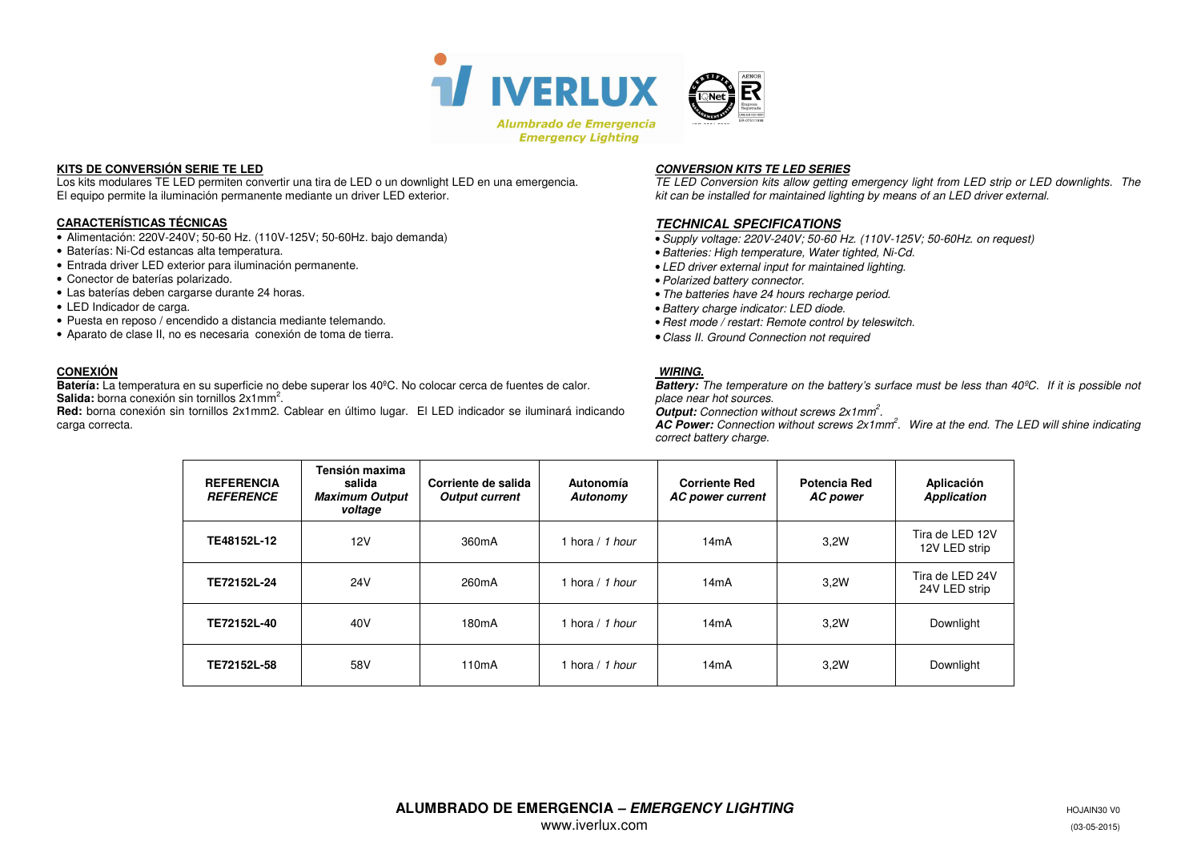IVERLUX

Alumbrado de Emergencia
Emergency Lighting

## KITS DE CONVERSIÓN SERIE TE LED

Los kits modulares TE LED permiten convertir una tira de LED o un downlight LED en una emergencia.
El equipo permite la iluminación permanente mediante un driver LED exterior.

### CARACTERÍSTICAS TÉCNICAS

- Alimentación: 220V-240V; 50-60 Hz. (110V-125V; 50-60Hz. bajo demanda)
- Baterías: Ni-Cd estancas alta temperatura.
- Entrada driver LED exterior para iluminación permanente.
- Conector de baterías polarizado.
- Las baterías deben cargarse durante 24 horas.
- LED Indicador de carga.
- Puesta en reposo / encendido a distancia mediante telemando.
- Aparato de clase II, no es necesaria conexión de toma de tierra.

### CONEXIÓN

**Batería:** La temperatura en su superficie no debe superar los 40ºC. No colocar cerca de fuentes de calor.
**Salida:** borna conexión sin tornillos 2x1mm$^2$.
**Red:** borna conexión sin tornillos 2x1mm2. Cablear en último lugar. El LED indicador se iluminará indicando carga correcta.

## *CONVERSION KITS TE LED SERIES*

*TE LED Conversion kits allow getting emergency light from LED strip or LED downlights. The kit can be installed for maintained lighting by means of an LED driver external.*

### *TECHNICAL SPECIFICATIONS*

- *Supply voltage: 220V-240V; 50-60 Hz. (110V-125V; 50-60Hz. on request)*
- *Batteries: High temperature, Water tighted, Ni-Cd.*
- *LED driver external input for maintained lighting.*
- *Polarized battery connector.*
- *The batteries have 24 hours recharge period.*
- *Battery charge indicator: LED diode.*
- *Rest mode / restart: Remote control by teleswitch.*
- *Class II. Ground Connection not required*

### *WIRING.*

***Battery:*** *The temperature on the battery's surface must be less than 40ºC. If it is possible not place near hot sources.*
***Output:*** *Connection without screws 2x1mm$^2$.*
***AC Power:*** *Connection without screws 2x1mm$^2$. Wire at the end. The LED will shine indicating correct battery charge.*

| **REFERENCIA** ***REFERENCE*** | **Tensión maxima salida** ***Maximum Output voltage*** | **Corriente de salida** ***Output current*** | **Autonomía** ***Autonomy*** | **Corriente Red** ***AC power current*** | **Potencia Red** ***AC power*** | **Aplicación** ***Application*** |
|---|---|---|---|---|---|---|
| **TE48152L-12** | 12V | 360mA | 1 hora / *1 hour* | 14mA | 3,2W | Tira de LED 12V 12V LED strip |
| **TE72152L-24** | 24V | 260mA | 1 hora / *1 hour* | 14mA | 3,2W | Tira de LED 24V 24V LED strip |
| **TE72152L-40** | 40V | 180mA | 1 hora / *1 hour* | 14mA | 3,2W | Downlight |
| **TE72152L-58** | 58V | 110mA | 1 hora / *1 hour* | 14mA | 3,2W | Downlight |

**ALUMBRADO DE EMERGENCIA – *EMERGENCY LIGHTING***
www.iverlux.com

HOJAIN30 V0
(03-05-2015)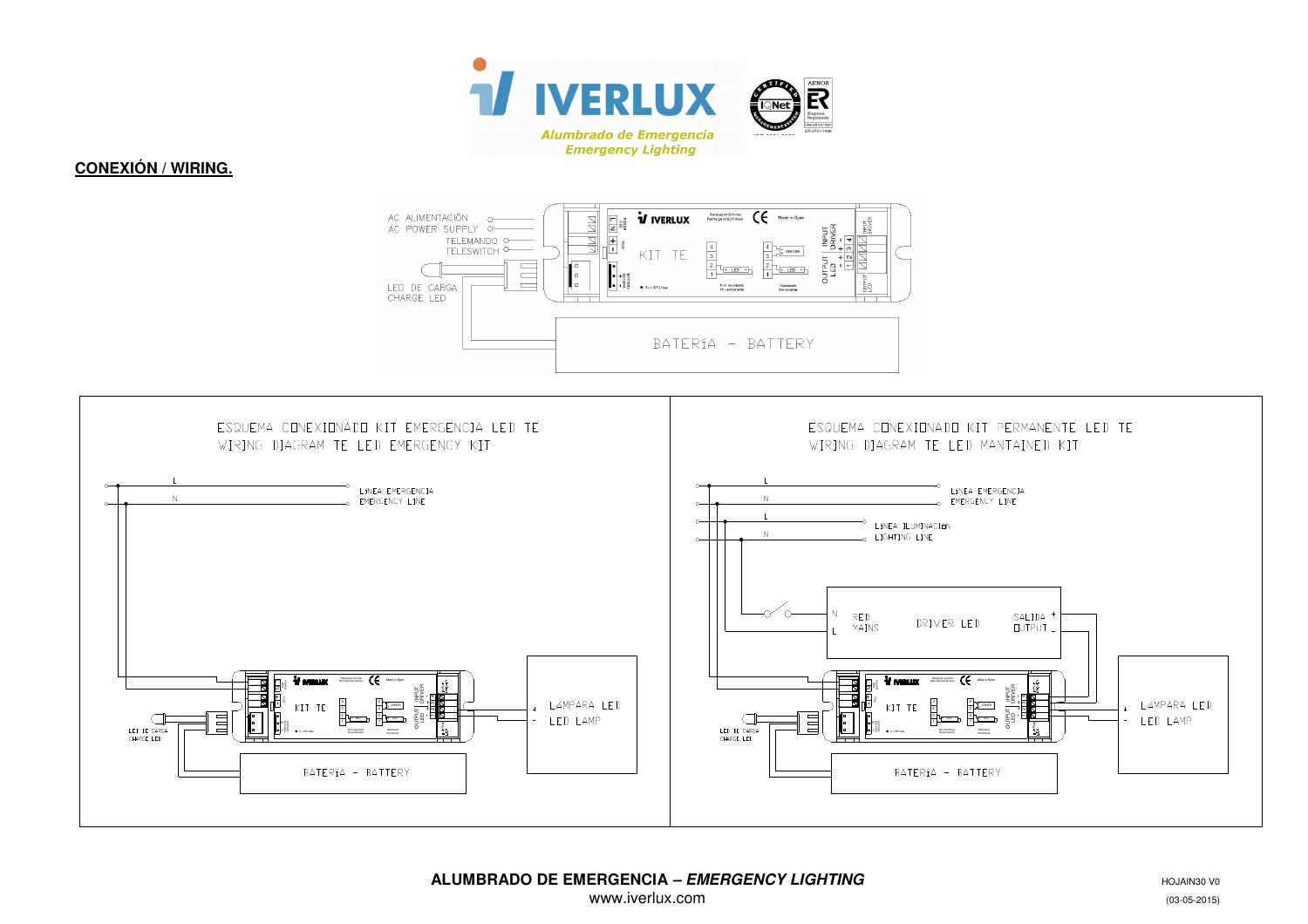**CONEXIÓN / WIRING.**

AC ALIMENTACIÓN
AC POWER SUPPLY
TELEMANDO
TELESWITCH
LED DE CARGA
CHARGE LED
KIT TE
BATERÍA – BATTERY

ESQUEMA CONEXIONADO KIT EMERGENCIA LED TE
WIRING DIAGRAM TE LED EMERGENCY KIT

L
N
LÍNEA EMERGENCIA
EMERGENCY LINE
LED DE CARGA
CHARGE LED
KIT TE
LÁMPARA LED
LED LAMP
BATERÍA – BATTERY

ESQUEMA CONEXIONADO KIT PERMANENTE LED TE
WIRING DIAGRAM TE LED MANTAINED KIT

L
N
LÍNEA EMERGENCIA
EMERGENCY LINE
L
N
LÍNEA ILUMINACIÓN
LIGHTING LINE
RED
MAINS
DRIVER LED
SALIDA
OUTPUT
LED DE CARGA
CHARGE LED
KIT TE
LÁMPARA LED
LED LAMP
BATERÍA – BATTERY

**ALUMBRADO DE EMERGENCIA – *EMERGENCY LIGHTING***
www.iverlux.com

HOJAIN30 V0
(03-05-2015)